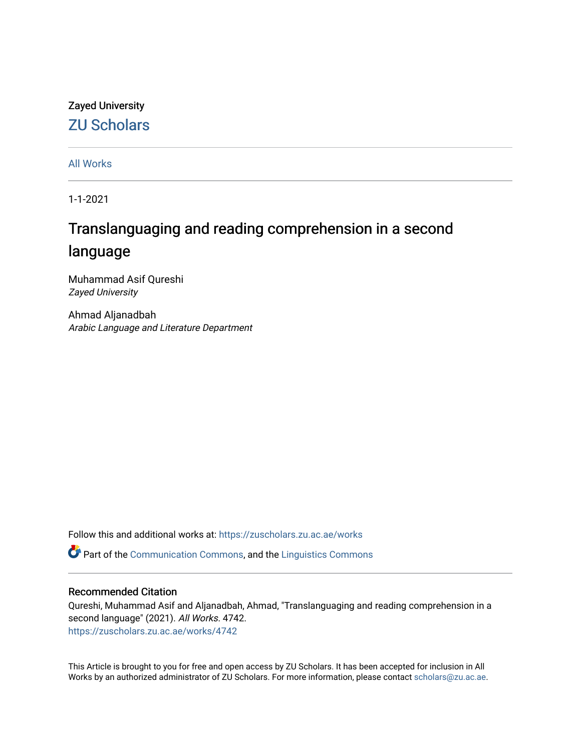Zayed University

ZU Scholars

All Works

1-1-2021

# Translanguaging and reading comprehension in a second language

Muhammad Asif Qureshi
*Zayed University*

Ahmad Aljanadbah
*Arabic Language and Literature Department*

Follow this and additional works at: https://zuscholars.zu.ac.ae/works

Part of the Communication Commons, and the Linguistics Commons

## Recommended Citation

Qureshi, Muhammad Asif and Aljanadbah, Ahmad, "Translanguaging and reading comprehension in a second language" (2021). *All Works*. 4742.
https://zuscholars.zu.ac.ae/works/4742

This Article is brought to you for free and open access by ZU Scholars. It has been accepted for inclusion in All Works by an authorized administrator of ZU Scholars. For more information, please contact scholars@zu.ac.ae.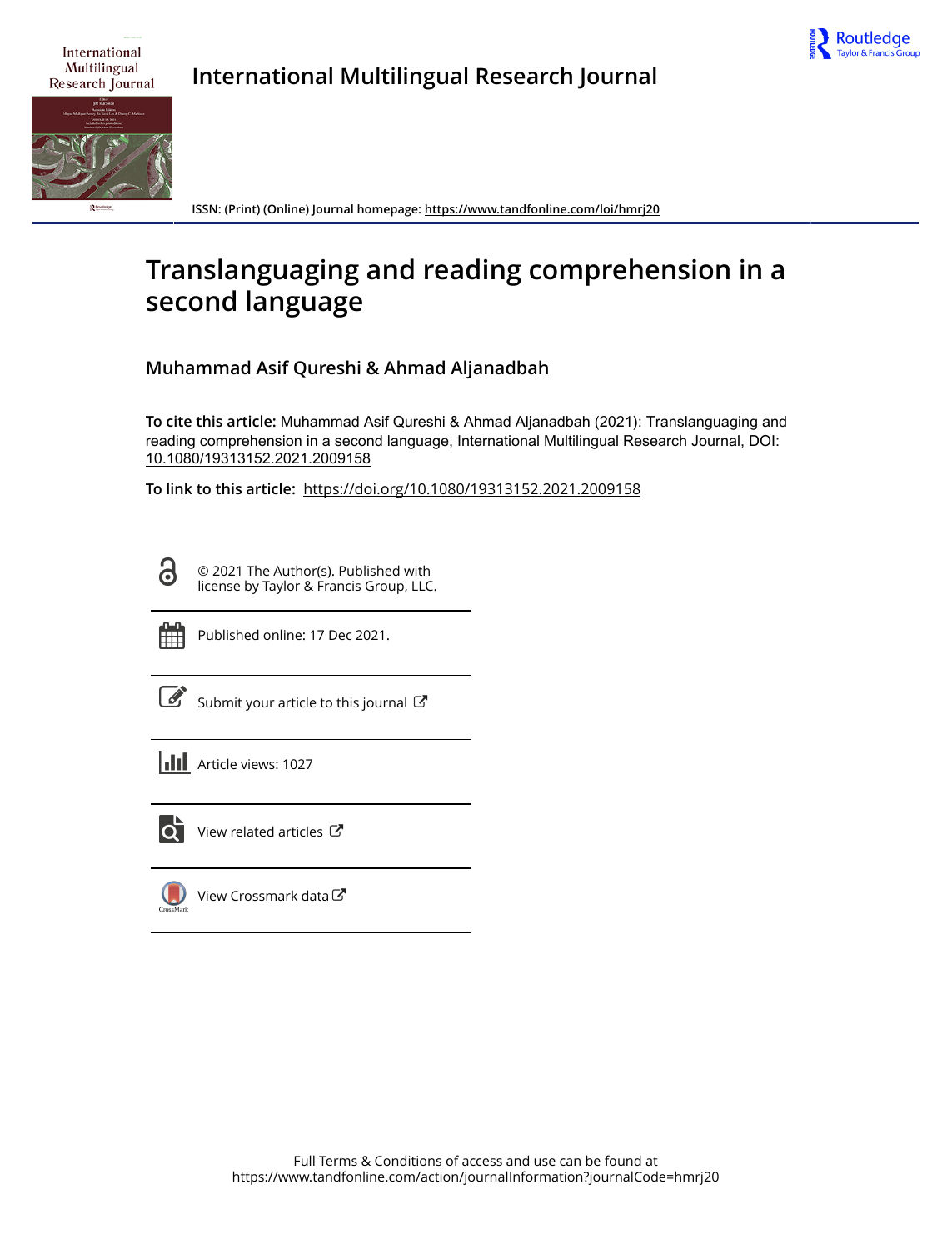International Multilingual Research Journal

ISSN: (Print) (Online) Journal homepage: https://www.tandfonline.com/loi/hmrj20

# Translanguaging and reading comprehension in a second language

**Muhammad Asif Qureshi & Ahmad Aljanadbah**

**To cite this article:** Muhammad Asif Qureshi & Ahmad Aljanadbah (2021): Translanguaging and reading comprehension in a second language, International Multilingual Research Journal, DOI: 10.1080/19313152.2021.2009158

**To link to this article:** https://doi.org/10.1080/19313152.2021.2009158

© 2021 The Author(s). Published with license by Taylor & Francis Group, LLC.

Published online: 17 Dec 2021.

Submit your article to this journal

Article views: 1027

View related articles

View Crossmark data

Full Terms & Conditions of access and use can be found at https://www.tandfonline.com/action/journalInformation?journalCode=hmrj20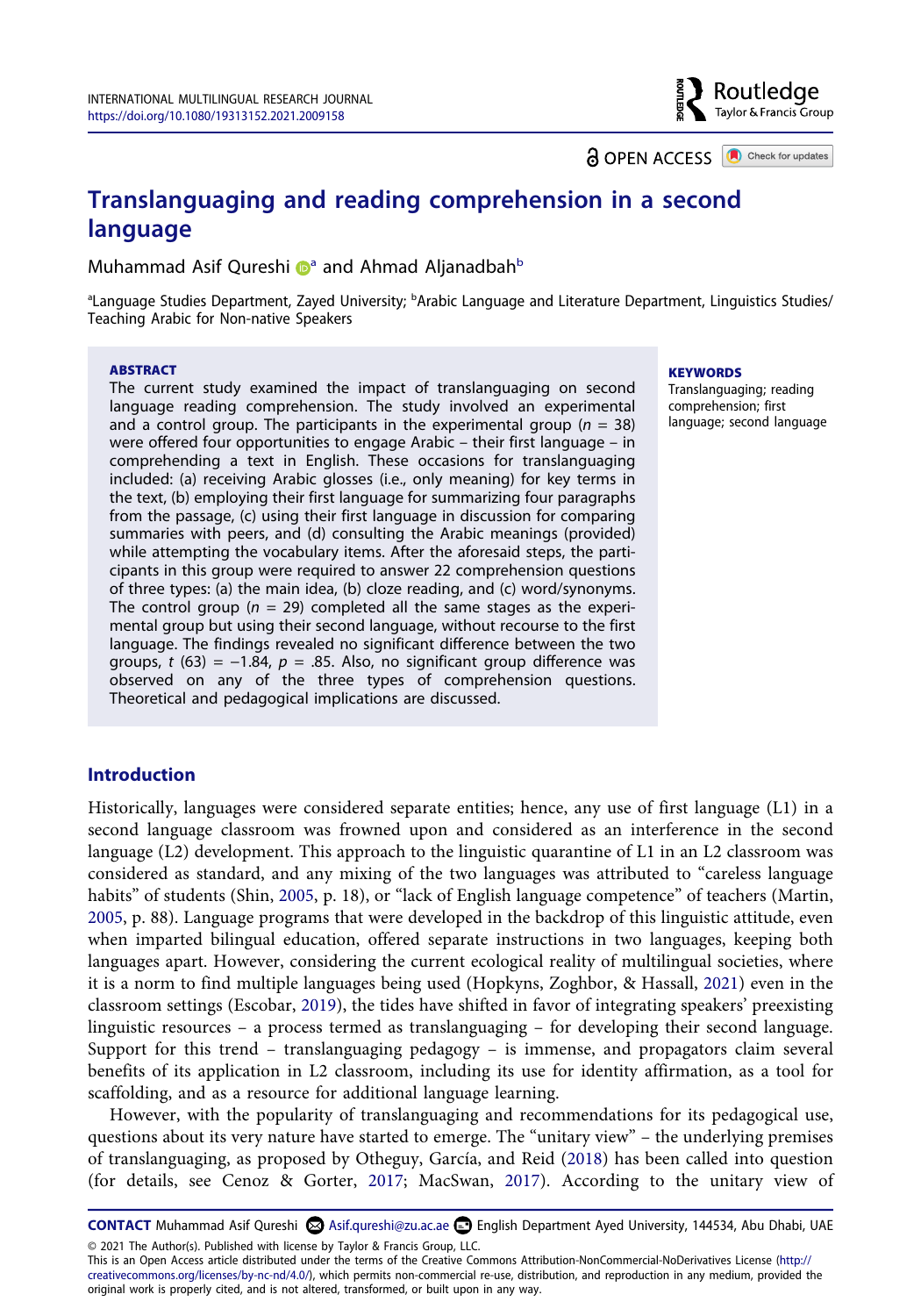# Translanguaging and reading comprehension in a second language

Muhammad Asif Qureshi[a] and Ahmad Aljanadbah[b]

[a]Language Studies Department, Zayed University; [b]Arabic Language and Literature Department, Linguistics Studies/ Teaching Arabic for Non-native Speakers

**ABSTRACT**

The current study examined the impact of translanguaging on second language reading comprehension. The study involved an experimental and a control group. The participants in the experimental group ($n$ = 38) were offered four opportunities to engage Arabic – their first language – in comprehending a text in English. These occasions for translanguaging included: (a) receiving Arabic glosses (i.e., only meaning) for key terms in the text, (b) employing their first language for summarizing four paragraphs from the passage, (c) using their first language in discussion for comparing summaries with peers, and (d) consulting the Arabic meanings (provided) while attempting the vocabulary items. After the aforesaid steps, the participants in this group were required to answer 22 comprehension questions of three types: (a) the main idea, (b) cloze reading, and (c) word/synonyms. The control group ($n$ = 29) completed all the same stages as the experimental group but using their second language, without recourse to the first language. The findings revealed no significant difference between the two groups, $t$ (63) = −1.84, $p$ = .85. Also, no significant group difference was observed on any of the three types of comprehension questions. Theoretical and pedagogical implications are discussed.

**KEYWORDS**

Translanguaging; reading comprehension; first language; second language

## Introduction

Historically, languages were considered separate entities; hence, any use of first language (L1) in a second language classroom was frowned upon and considered as an interference in the second language (L2) development. This approach to the linguistic quarantine of L1 in an L2 classroom was considered as standard, and any mixing of the two languages was attributed to "careless language habits" of students (Shin, 2005, p. 18), or "lack of English language competence" of teachers (Martin, 2005, p. 88). Language programs that were developed in the backdrop of this linguistic attitude, even when imparted bilingual education, offered separate instructions in two languages, keeping both languages apart. However, considering the current ecological reality of multilingual societies, where it is a norm to find multiple languages being used (Hopkyns, Zoghbor, & Hassall, 2021) even in the classroom settings (Escobar, 2019), the tides have shifted in favor of integrating speakers' preexisting linguistic resources – a process termed as translanguaging – for developing their second language. Support for this trend – translanguaging pedagogy – is immense, and propagators claim several benefits of its application in L2 classroom, including its use for identity affirmation, as a tool for scaffolding, and as a resource for additional language learning.

However, with the popularity of translanguaging and recommendations for its pedagogical use, questions about its very nature have started to emerge. The "unitary view" – the underlying premises of translanguaging, as proposed by Otheguy, García, and Reid (2018) has been called into question (for details, see Cenoz & Gorter, 2017; MacSwan, 2017). According to the unitary view of

**CONTACT** Muhammad Asif Qureshi Asif.qureshi@zu.ac.ae English Department Ayed University, 144534, Abu Dhabi, UAE

© 2021 The Author(s). Published with license by Taylor & Francis Group, LLC.
This is an Open Access article distributed under the terms of the Creative Commons Attribution-NonCommercial-NoDerivatives License (http://creativecommons.org/licenses/by-nc-nd/4.0/), which permits non-commercial re-use, distribution, and reproduction in any medium, provided the original work is properly cited, and is not altered, transformed, or built upon in any way.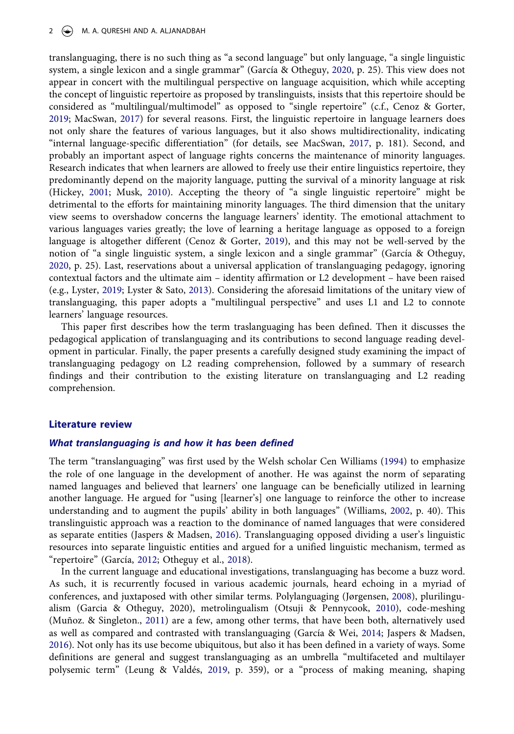translanguaging, there is no such thing as "a second language" but only language, "a single linguistic system, a single lexicon and a single grammar" (García & Otheguy, 2020, p. 25). This view does not appear in concert with the multilingual perspective on language acquisition, which while accepting the concept of linguistic repertoire as proposed by translinguists, insists that this repertoire should be considered as "multilingual/multimodel" as opposed to "single repertoire" (c.f., Cenoz & Gorter, 2019; MacSwan, 2017) for several reasons. First, the linguistic repertoire in language learners does not only share the features of various languages, but it also shows multidirectionality, indicating "internal language-specific differentiation" (for details, see MacSwan, 2017, p. 181). Second, and probably an important aspect of language rights concerns the maintenance of minority languages. Research indicates that when learners are allowed to freely use their entire linguistics repertoire, they predominantly depend on the majority language, putting the survival of a minority language at risk (Hickey, 2001; Musk, 2010). Accepting the theory of "a single linguistic repertoire" might be detrimental to the efforts for maintaining minority languages. The third dimension that the unitary view seems to overshadow concerns the language learners' identity. The emotional attachment to various languages varies greatly; the love of learning a heritage language as opposed to a foreign language is altogether different (Cenoz & Gorter, 2019), and this may not be well-served by the notion of "a single linguistic system, a single lexicon and a single grammar" (García & Otheguy, 2020, p. 25). Last, reservations about a universal application of translanguaging pedagogy, ignoring contextual factors and the ultimate aim – identity affirmation or L2 development – have been raised (e.g., Lyster, 2019; Lyster & Sato, 2013). Considering the aforesaid limitations of the unitary view of translanguaging, this paper adopts a "multilingual perspective" and uses L1 and L2 to connote learners' language resources.

This paper first describes how the term traslanguaging has been defined. Then it discusses the pedagogical application of translanguaging and its contributions to second language reading development in particular. Finally, the paper presents a carefully designed study examining the impact of translanguaging pedagogy on L2 reading comprehension, followed by a summary of research findings and their contribution to the existing literature on translanguaging and L2 reading comprehension.

## Literature review

### *What translanguaging is and how it has been defined*

The term "translanguaging" was first used by the Welsh scholar Cen Williams (1994) to emphasize the role of one language in the development of another. He was against the norm of separating named languages and believed that learners' one language can be beneficially utilized in learning another language. He argued for "using [learner's] one language to reinforce the other to increase understanding and to augment the pupils' ability in both languages" (Williams, 2002, p. 40). This translinguistic approach was a reaction to the dominance of named languages that were considered as separate entities (Jaspers & Madsen, 2016). Translanguaging opposed dividing a user's linguistic resources into separate linguistic entities and argued for a unified linguistic mechanism, termed as "repertoire" (García, 2012; Otheguy et al., 2018).

In the current language and educational investigations, translanguaging has become a buzz word. As such, it is recurrently focused in various academic journals, heard echoing in a myriad of conferences, and juxtaposed with other similar terms. Polylanguaging (Jørgensen, 2008), plurilingualism (Garcia & Otheguy, 2020), metrolingualism (Otsuji & Pennycook, 2010), code-meshing (Muñoz. & Singleton., 2011) are a few, among other terms, that have been both, alternatively used as well as compared and contrasted with translanguaging (García & Wei, 2014; Jaspers & Madsen, 2016). Not only has its use become ubiquitous, but also it has been defined in a variety of ways. Some definitions are general and suggest translanguaging as an umbrella "multifaceted and multilayer polysemic term" (Leung & Valdés, 2019, p. 359), or a "process of making meaning, shaping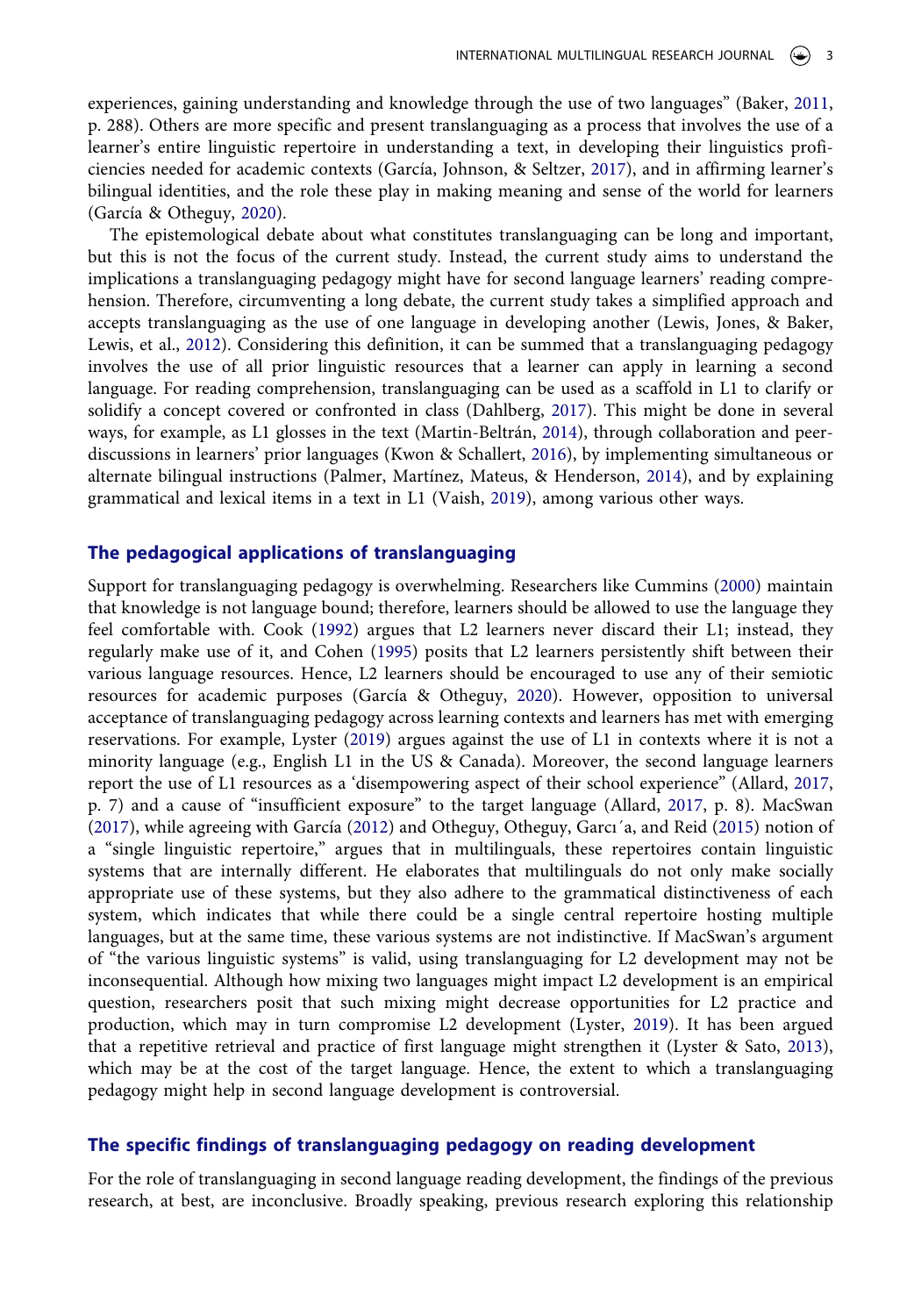experiences, gaining understanding and knowledge through the use of two languages" (Baker, 2011, p. 288). Others are more specific and present translanguaging as a process that involves the use of a learner's entire linguistic repertoire in understanding a text, in developing their linguistics proficiencies needed for academic contexts (García, Johnson, & Seltzer, 2017), and in affirming learner's bilingual identities, and the role these play in making meaning and sense of the world for learners (García & Otheguy, 2020).

The epistemological debate about what constitutes translanguaging can be long and important, but this is not the focus of the current study. Instead, the current study aims to understand the implications a translanguaging pedagogy might have for second language learners' reading comprehension. Therefore, circumventing a long debate, the current study takes a simplified approach and accepts translanguaging as the use of one language in developing another (Lewis, Jones, & Baker, Lewis, et al., 2012). Considering this definition, it can be summed that a translanguaging pedagogy involves the use of all prior linguistic resources that a learner can apply in learning a second language. For reading comprehension, translanguaging can be used as a scaffold in L1 to clarify or solidify a concept covered or confronted in class (Dahlberg, 2017). This might be done in several ways, for example, as L1 glosses in the text (Martin-Beltrán, 2014), through collaboration and peer-discussions in learners' prior languages (Kwon & Schallert, 2016), by implementing simultaneous or alternate bilingual instructions (Palmer, Martínez, Mateus, & Henderson, 2014), and by explaining grammatical and lexical items in a text in L1 (Vaish, 2019), among various other ways.

## The pedagogical applications of translanguaging

Support for translanguaging pedagogy is overwhelming. Researchers like Cummins (2000) maintain that knowledge is not language bound; therefore, learners should be allowed to use the language they feel comfortable with. Cook (1992) argues that L2 learners never discard their L1; instead, they regularly make use of it, and Cohen (1995) posits that L2 learners persistently shift between their various language resources. Hence, L2 learners should be encouraged to use any of their semiotic resources for academic purposes (García & Otheguy, 2020). However, opposition to universal acceptance of translanguaging pedagogy across learning contexts and learners has met with emerging reservations. For example, Lyster (2019) argues against the use of L1 in contexts where it is not a minority language (e.g., English L1 in the US & Canada). Moreover, the second language learners report the use of L1 resources as a 'disempowering aspect of their school experience" (Allard, 2017, p. 7) and a cause of "insufficient exposure" to the target language (Allard, 2017, p. 8). MacSwan (2017), while agreeing with García (2012) and Otheguy, Otheguy, Garcı´a, and Reid (2015) notion of a "single linguistic repertoire," argues that in multilinguals, these repertoires contain linguistic systems that are internally different. He elaborates that multilinguals do not only make socially appropriate use of these systems, but they also adhere to the grammatical distinctiveness of each system, which indicates that while there could be a single central repertoire hosting multiple languages, but at the same time, these various systems are not indistinctive. If MacSwan's argument of "the various linguistic systems" is valid, using translanguaging for L2 development may not be inconsequential. Although how mixing two languages might impact L2 development is an empirical question, researchers posit that such mixing might decrease opportunities for L2 practice and production, which may in turn compromise L2 development (Lyster, 2019). It has been argued that a repetitive retrieval and practice of first language might strengthen it (Lyster & Sato, 2013), which may be at the cost of the target language. Hence, the extent to which a translanguaging pedagogy might help in second language development is controversial.

## The specific findings of translanguaging pedagogy on reading development

For the role of translanguaging in second language reading development, the findings of the previous research, at best, are inconclusive. Broadly speaking, previous research exploring this relationship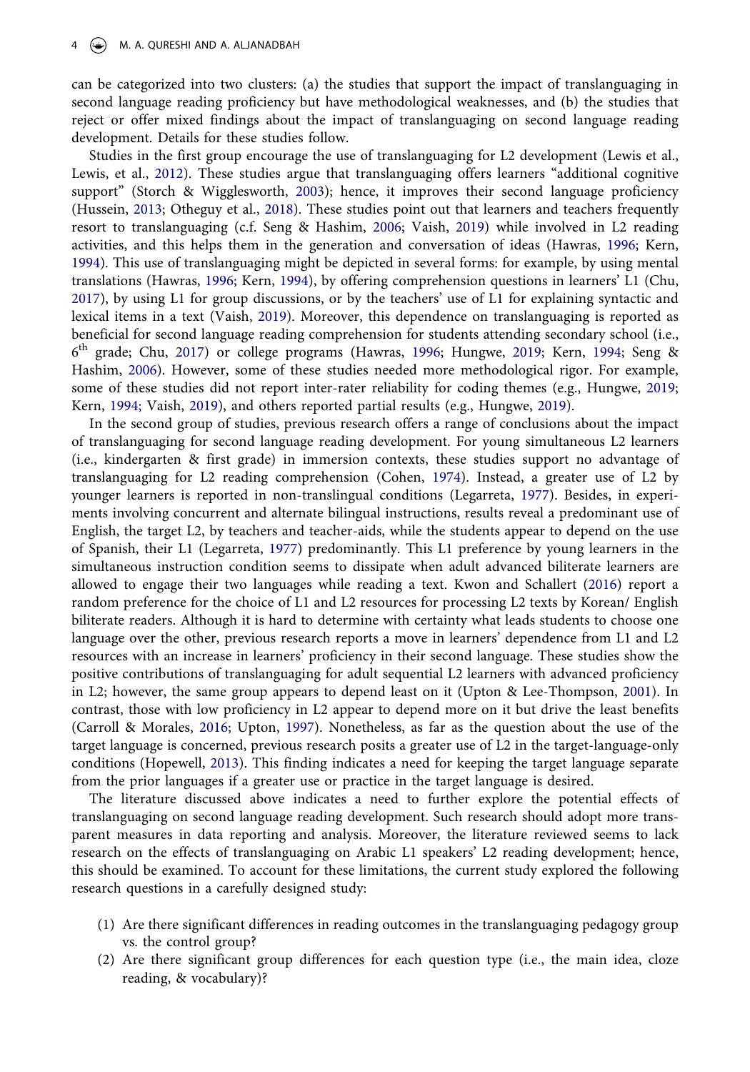can be categorized into two clusters: (a) the studies that support the impact of translanguaging in second language reading proficiency but have methodological weaknesses, and (b) the studies that reject or offer mixed findings about the impact of translanguaging on second language reading development. Details for these studies follow.

Studies in the first group encourage the use of translanguaging for L2 development (Lewis et al., Lewis, et al., 2012). These studies argue that translanguaging offers learners "additional cognitive support" (Storch & Wigglesworth, 2003); hence, it improves their second language proficiency (Hussein, 2013; Otheguy et al., 2018). These studies point out that learners and teachers frequently resort to translanguaging (c.f. Seng & Hashim, 2006; Vaish, 2019) while involved in L2 reading activities, and this helps them in the generation and conversation of ideas (Hawras, 1996; Kern, 1994). This use of translanguaging might be depicted in several forms: for example, by using mental translations (Hawras, 1996; Kern, 1994), by offering comprehension questions in learners' L1 (Chu, 2017), by using L1 for group discussions, or by the teachers' use of L1 for explaining syntactic and lexical items in a text (Vaish, 2019). Moreover, this dependence on translanguaging is reported as beneficial for second language reading comprehension for students attending secondary school (i.e., 6th grade; Chu, 2017) or college programs (Hawras, 1996; Hungwe, 2019; Kern, 1994; Seng & Hashim, 2006). However, some of these studies needed more methodological rigor. For example, some of these studies did not report inter-rater reliability for coding themes (e.g., Hungwe, 2019; Kern, 1994; Vaish, 2019), and others reported partial results (e.g., Hungwe, 2019).

In the second group of studies, previous research offers a range of conclusions about the impact of translanguaging for second language reading development. For young simultaneous L2 learners (i.e., kindergarten & first grade) in immersion contexts, these studies support no advantage of translanguaging for L2 reading comprehension (Cohen, 1974). Instead, a greater use of L2 by younger learners is reported in non-translingual conditions (Legarreta, 1977). Besides, in experiments involving concurrent and alternate bilingual instructions, results reveal a predominant use of English, the target L2, by teachers and teacher-aids, while the students appear to depend on the use of Spanish, their L1 (Legarreta, 1977) predominantly. This L1 preference by young learners in the simultaneous instruction condition seems to dissipate when adult advanced biliterate learners are allowed to engage their two languages while reading a text. Kwon and Schallert (2016) report a random preference for the choice of L1 and L2 resources for processing L2 texts by Korean/ English biliterate readers. Although it is hard to determine with certainty what leads students to choose one language over the other, previous research reports a move in learners' dependence from L1 and L2 resources with an increase in learners' proficiency in their second language. These studies show the positive contributions of translanguaging for adult sequential L2 learners with advanced proficiency in L2; however, the same group appears to depend least on it (Upton & Lee-Thompson, 2001). In contrast, those with low proficiency in L2 appear to depend more on it but drive the least benefits (Carroll & Morales, 2016; Upton, 1997). Nonetheless, as far as the question about the use of the target language is concerned, previous research posits a greater use of L2 in the target-language-only conditions (Hopewell, 2013). This finding indicates a need for keeping the target language separate from the prior languages if a greater use or practice in the target language is desired.

The literature discussed above indicates a need to further explore the potential effects of translanguaging on second language reading development. Such research should adopt more transparent measures in data reporting and analysis. Moreover, the literature reviewed seems to lack research on the effects of translanguaging on Arabic L1 speakers' L2 reading development; hence, this should be examined. To account for these limitations, the current study explored the following research questions in a carefully designed study:

(1) Are there significant differences in reading outcomes in the translanguaging pedagogy group vs. the control group?
(2) Are there significant group differences for each question type (i.e., the main idea, cloze reading, & vocabulary)?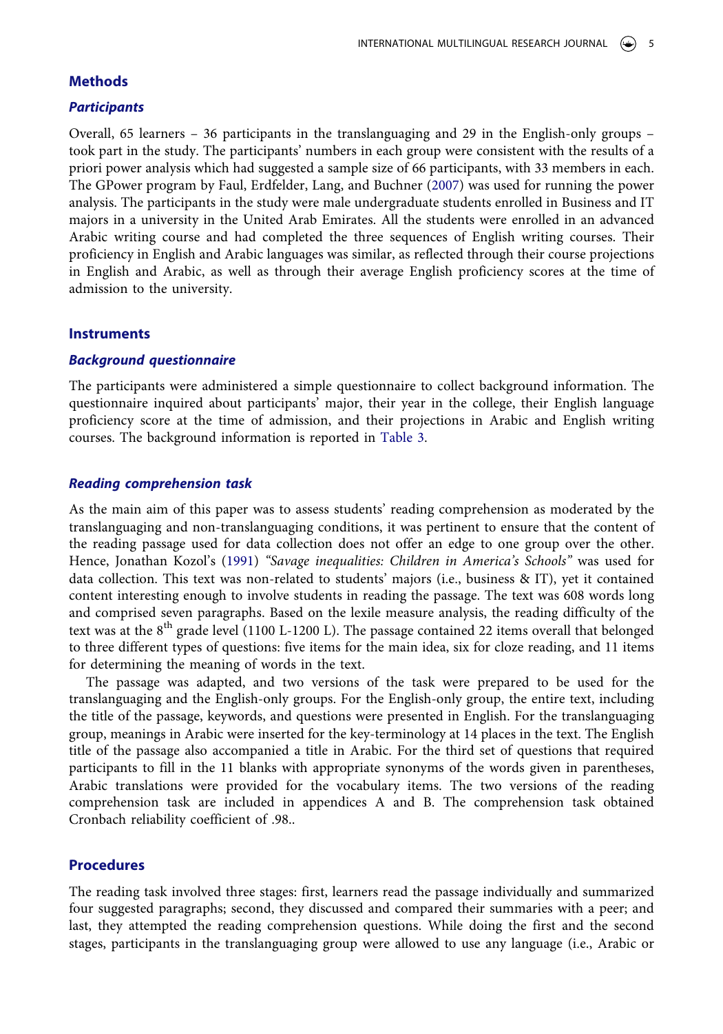## Methods

### *Participants*

Overall, 65 learners – 36 participants in the translanguaging and 29 in the English-only groups – took part in the study. The participants' numbers in each group were consistent with the results of a priori power analysis which had suggested a sample size of 66 participants, with 33 members in each. The GPower program by Faul, Erdfelder, Lang, and Buchner (2007) was used for running the power analysis. The participants in the study were male undergraduate students enrolled in Business and IT majors in a university in the United Arab Emirates. All the students were enrolled in an advanced Arabic writing course and had completed the three sequences of English writing courses. Their proficiency in English and Arabic languages was similar, as reflected through their course projections in English and Arabic, as well as through their average English proficiency scores at the time of admission to the university.

## Instruments

### *Background questionnaire*

The participants were administered a simple questionnaire to collect background information. The questionnaire inquired about participants' major, their year in the college, their English language proficiency score at the time of admission, and their projections in Arabic and English writing courses. The background information is reported in Table 3.

### *Reading comprehension task*

As the main aim of this paper was to assess students' reading comprehension as moderated by the translanguaging and non-translanguaging conditions, it was pertinent to ensure that the content of the reading passage used for data collection does not offer an edge to one group over the other. Hence, Jonathan Kozol's (1991) *"Savage inequalities: Children in America's Schools"* was used for data collection. This text was non-related to students' majors (i.e., business & IT), yet it contained content interesting enough to involve students in reading the passage. The text was 608 words long and comprised seven paragraphs. Based on the lexile measure analysis, the reading difficulty of the text was at the 8th grade level (1100 L-1200 L). The passage contained 22 items overall that belonged to three different types of questions: five items for the main idea, six for cloze reading, and 11 items for determining the meaning of words in the text.

The passage was adapted, and two versions of the task were prepared to be used for the translanguaging and the English-only groups. For the English-only group, the entire text, including the title of the passage, keywords, and questions were presented in English. For the translanguaging group, meanings in Arabic were inserted for the key-terminology at 14 places in the text. The English title of the passage also accompanied a title in Arabic. For the third set of questions that required participants to fill in the 11 blanks with appropriate synonyms of the words given in parentheses, Arabic translations were provided for the vocabulary items. The two versions of the reading comprehension task are included in appendices A and B. The comprehension task obtained Cronbach reliability coefficient of .98..

## Procedures

The reading task involved three stages: first, learners read the passage individually and summarized four suggested paragraphs; second, they discussed and compared their summaries with a peer; and last, they attempted the reading comprehension questions. While doing the first and the second stages, participants in the translanguaging group were allowed to use any language (i.e., Arabic or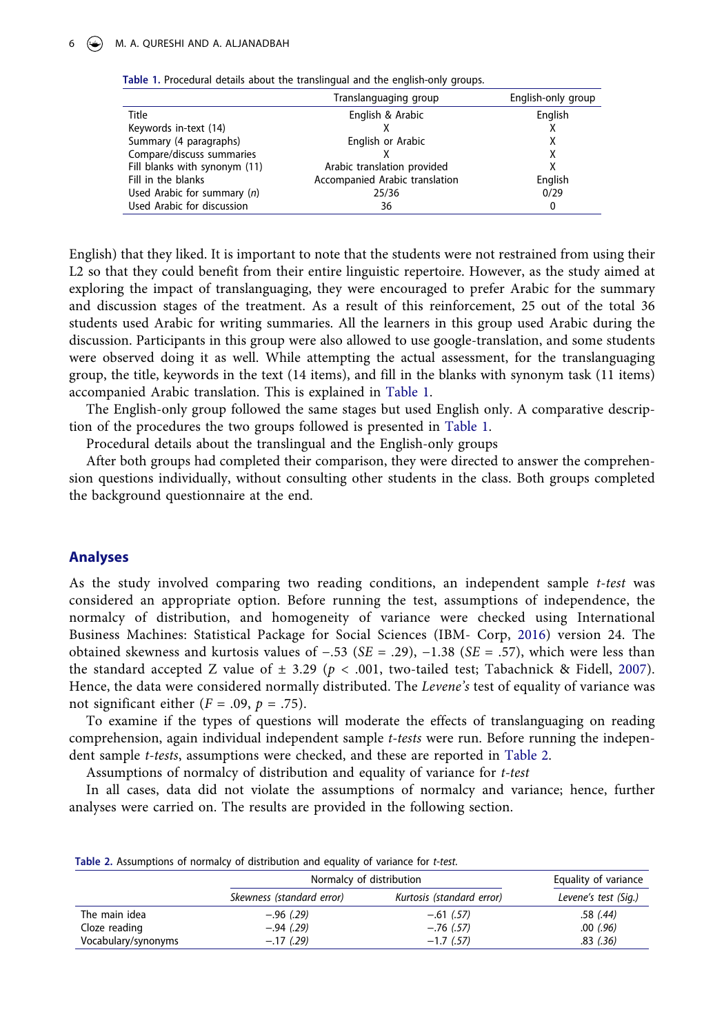Table 1. Procedural details about the translingual and the english-only groups.

| | Translanguaging group | English-only group |
|---|---|---|
| Title | English & Arabic | English |
| Keywords in-text (14) | X | X |
| Summary (4 paragraphs) | English or Arabic | X |
| Compare/discuss summaries | X | X |
| Fill blanks with synonym (11) | Arabic translation provided | X |
| Fill in the blanks | Accompanied Arabic translation | English |
| Used Arabic for summary (*n*) | 25/36 | 0/29 |
| Used Arabic for discussion | 36 | 0 |

English) that they liked. It is important to note that the students were not restrained from using their L2 so that they could benefit from their entire linguistic repertoire. However, as the study aimed at exploring the impact of translanguaging, they were encouraged to prefer Arabic for the summary and discussion stages of the treatment. As a result of this reinforcement, 25 out of the total 36 students used Arabic for writing summaries. All the learners in this group used Arabic during the discussion. Participants in this group were also allowed to use google-translation, and some students were observed doing it as well. While attempting the actual assessment, for the translanguaging group, the title, keywords in the text (14 items), and fill in the blanks with synonym task (11 items) accompanied Arabic translation. This is explained in Table 1.

The English-only group followed the same stages but used English only. A comparative description of the procedures the two groups followed is presented in Table 1.

Procedural details about the translingual and the English-only groups

After both groups had completed their comparison, they were directed to answer the comprehension questions individually, without consulting other students in the class. Both groups completed the background questionnaire at the end.

## Analyses

As the study involved comparing two reading conditions, an independent sample *t-test* was considered an appropriate option. Before running the test, assumptions of independence, the normalcy of distribution, and homogeneity of variance were checked using International Business Machines: Statistical Package for Social Sciences (IBM- Corp, 2016) version 24. The obtained skewness and kurtosis values of −.53 ($SE$ = .29), −1.38 ($SE$ = .57), which were less than the standard accepted Z value of ± 3.29 ($p$ < .001, two-tailed test; Tabachnick & Fidell, 2007). Hence, the data were considered normally distributed. The *Levene's* test of equality of variance was not significant either ($F$ = .09, $p$ = .75).

To examine if the types of questions will moderate the effects of translanguaging on reading comprehension, again individual independent sample *t-tests* were run. Before running the independent sample *t-tests*, assumptions were checked, and these are reported in Table 2.

Assumptions of normalcy of distribution and equality of variance for *t-test*

In all cases, data did not violate the assumptions of normalcy and variance; hence, further analyses were carried on. The results are provided in the following section.

Table 2. Assumptions of normalcy of distribution and equality of variance for *t-test.*

| | Normalcy of distribution | | Equality of variance |
|---|---|---|---|
| | *Skewness (standard error)* | *Kurtosis (standard error)* | *Levene's test (Sig.)* |
| The main idea | *−.96 (.29)* | *−.61 (.57)* | *.58 (.44)* |
| Cloze reading | *−.94 (.29)* | *−.76 (.57)* | *.00 (.96)* |
| Vocabulary/synonyms | *−.17 (.29)* | *−1.7 (.57)* | *.83 (.36)* |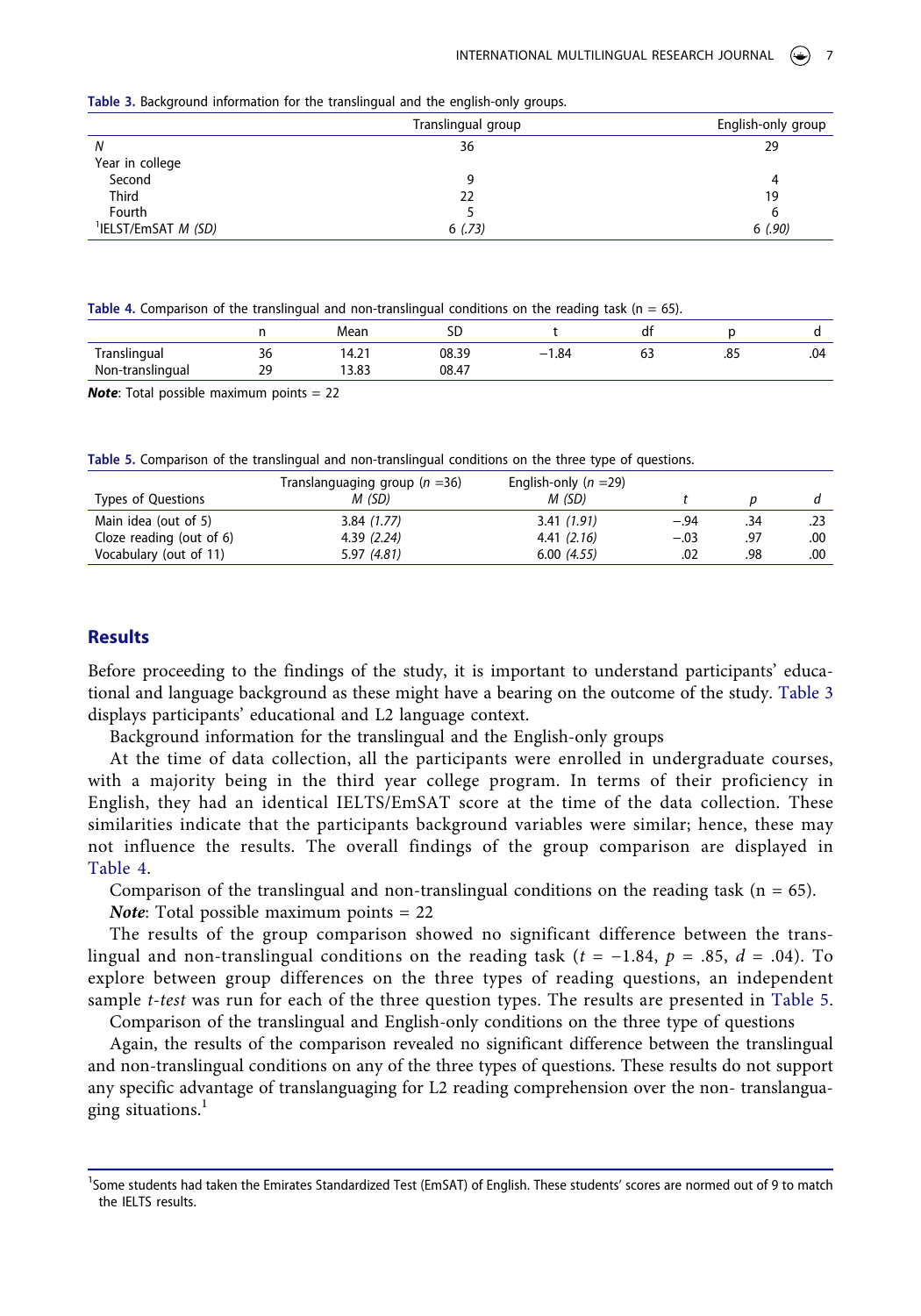Table 3. Background information for the translingual and the english-only groups.

| | Translingual group | English-only group |
|---|---|---|
| *N* | 36 | 29 |
| Year in college | | |
| Second | 9 | 4 |
| Third | 22 | 19 |
| Fourth | 5 | 6 |
| [1]IELST/EmSAT *M (SD)* | 6 *(.73)* | 6 *(.90)* |

Table 4. Comparison of the translingual and non-translingual conditions on the reading task (n = 65).

| | n | Mean | SD | t | df | p | d |
|---|---|---|---|---|---|---|---|
| Translingual | 36 | 14.21 | 08.39 | −1.84 | 63 | .85 | .04 |
| Non-translingual | 29 | 13.83 | 08.47 | | | | |

***Note***: Total possible maximum points = 22

Table 5. Comparison of the translingual and non-translingual conditions on the three type of questions.

| Types of Questions | Translanguaging group ($n$ =36) *M (SD)* | English-only ($n$ =29) *M (SD)* | *t* | *p* | *d* |
|---|---|---|---|---|---|
| Main idea (out of 5) | 3.84 *(1.77)* | 3.41 *(1.91)* | −.94 | .34 | .23 |
| Cloze reading (out of 6) | 4.39 *(2.24)* | 4.41 *(2.16)* | −.03 | .97 | .00 |
| Vocabulary (out of 11) | 5.97 *(4.81)* | 6.00 *(4.55)* | .02 | .98 | .00 |

## Results

Before proceeding to the findings of the study, it is important to understand participants' educational and language background as these might have a bearing on the outcome of the study. Table 3 displays participants' educational and L2 language context.

Background information for the translingual and the English-only groups

At the time of data collection, all the participants were enrolled in undergraduate courses, with a majority being in the third year college program. In terms of their proficiency in English, they had an identical IELTS/EmSAT score at the time of the data collection. These similarities indicate that the participants background variables were similar; hence, these may not influence the results. The overall findings of the group comparison are displayed in Table 4.

Comparison of the translingual and non-translingual conditions on the reading task (n = 65).

***Note***: Total possible maximum points = 22

The results of the group comparison showed no significant difference between the translingual and non-translingual conditions on the reading task ($t$ = −1.84, $p$ = .85, $d$ = .04). To explore between group differences on the three types of reading questions, an independent sample *t-test* was run for each of the three question types. The results are presented in Table 5.

Comparison of the translingual and English-only conditions on the three type of questions

Again, the results of the comparison revealed no significant difference between the translingual and non-translingual conditions on any of the three types of questions. These results do not support any specific advantage of translanguaging for L2 reading comprehension over the non- translanguaging situations.[1]

[1]Some students had taken the Emirates Standardized Test (EmSAT) of English. These students' scores are normed out of 9 to match the IELTS results.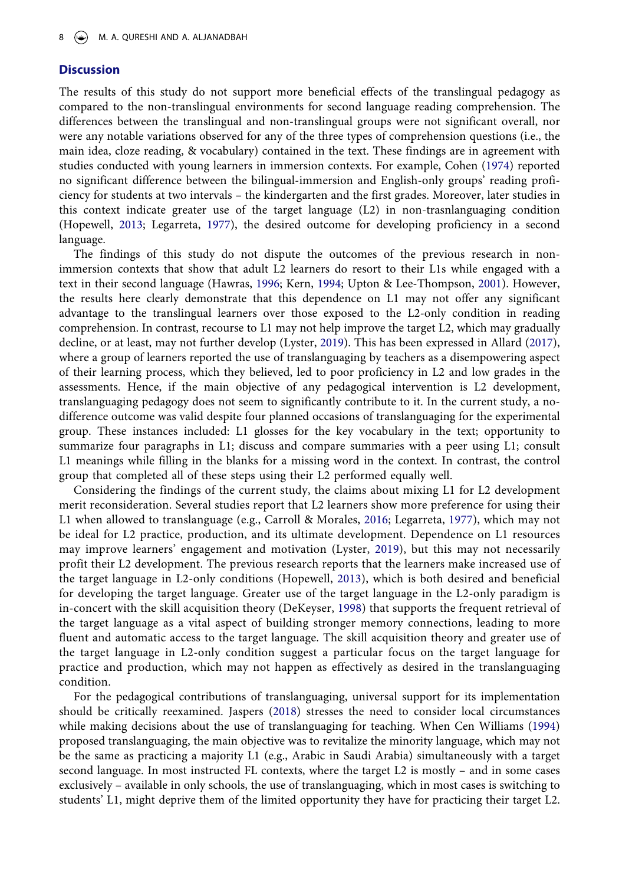## Discussion

The results of this study do not support more beneficial effects of the translingual pedagogy as compared to the non-translingual environments for second language reading comprehension. The differences between the translingual and non-translingual groups were not significant overall, nor were any notable variations observed for any of the three types of comprehension questions (i.e., the main idea, cloze reading, & vocabulary) contained in the text. These findings are in agreement with studies conducted with young learners in immersion contexts. For example, Cohen (1974) reported no significant difference between the bilingual-immersion and English-only groups' reading proficiency for students at two intervals – the kindergarten and the first grades. Moreover, later studies in this context indicate greater use of the target language (L2) in non-trasnlanguaging condition (Hopewell, 2013; Legarreta, 1977), the desired outcome for developing proficiency in a second language.

The findings of this study do not dispute the outcomes of the previous research in non-immersion contexts that show that adult L2 learners do resort to their L1s while engaged with a text in their second language (Hawras, 1996; Kern, 1994; Upton & Lee-Thompson, 2001). However, the results here clearly demonstrate that this dependence on L1 may not offer any significant advantage to the translingual learners over those exposed to the L2-only condition in reading comprehension. In contrast, recourse to L1 may not help improve the target L2, which may gradually decline, or at least, may not further develop (Lyster, 2019). This has been expressed in Allard (2017), where a group of learners reported the use of translanguaging by teachers as a disempowering aspect of their learning process, which they believed, led to poor proficiency in L2 and low grades in the assessments. Hence, if the main objective of any pedagogical intervention is L2 development, translanguaging pedagogy does not seem to significantly contribute to it. In the current study, a no-difference outcome was valid despite four planned occasions of translanguaging for the experimental group. These instances included: L1 glosses for the key vocabulary in the text; opportunity to summarize four paragraphs in L1; discuss and compare summaries with a peer using L1; consult L1 meanings while filling in the blanks for a missing word in the context. In contrast, the control group that completed all of these steps using their L2 performed equally well.

Considering the findings of the current study, the claims about mixing L1 for L2 development merit reconsideration. Several studies report that L2 learners show more preference for using their L1 when allowed to translanguage (e.g., Carroll & Morales, 2016; Legarreta, 1977), which may not be ideal for L2 practice, production, and its ultimate development. Dependence on L1 resources may improve learners' engagement and motivation (Lyster, 2019), but this may not necessarily profit their L2 development. The previous research reports that the learners make increased use of the target language in L2-only conditions (Hopewell, 2013), which is both desired and beneficial for developing the target language. Greater use of the target language in the L2-only paradigm is in-concert with the skill acquisition theory (DeKeyser, 1998) that supports the frequent retrieval of the target language as a vital aspect of building stronger memory connections, leading to more fluent and automatic access to the target language. The skill acquisition theory and greater use of the target language in L2-only condition suggest a particular focus on the target language for practice and production, which may not happen as effectively as desired in the translanguaging condition.

For the pedagogical contributions of translanguaging, universal support for its implementation should be critically reexamined. Jaspers (2018) stresses the need to consider local circumstances while making decisions about the use of translanguaging for teaching. When Cen Williams (1994) proposed translanguaging, the main objective was to revitalize the minority language, which may not be the same as practicing a majority L1 (e.g., Arabic in Saudi Arabia) simultaneously with a target second language. In most instructed FL contexts, where the target L2 is mostly – and in some cases exclusively – available in only schools, the use of translanguaging, which in most cases is switching to students' L1, might deprive them of the limited opportunity they have for practicing their target L2.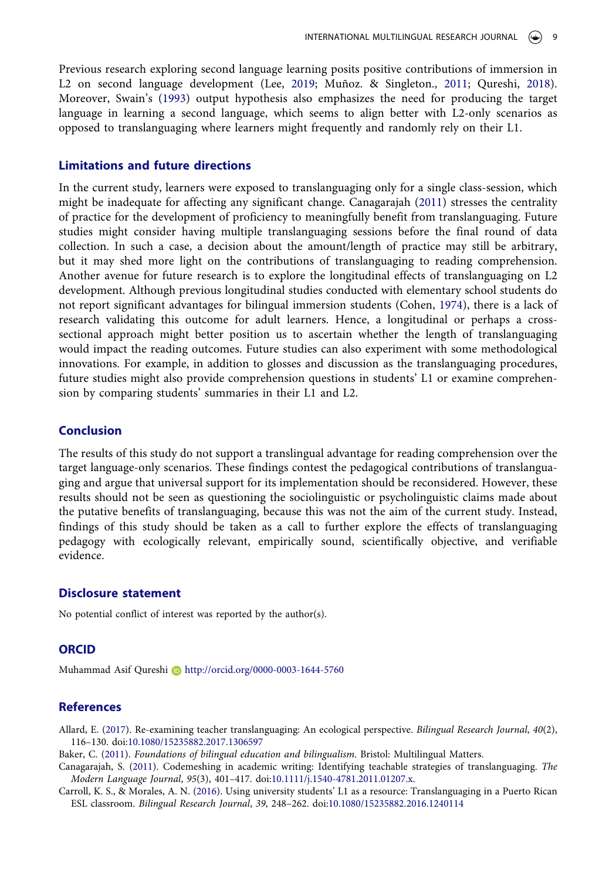Previous research exploring second language learning posits positive contributions of immersion in L2 on second language development (Lee, 2019; Muñoz. & Singleton., 2011; Qureshi, 2018). Moreover, Swain's (1993) output hypothesis also emphasizes the need for producing the target language in learning a second language, which seems to align better with L2-only scenarios as opposed to translanguaging where learners might frequently and randomly rely on their L1.

## Limitations and future directions

In the current study, learners were exposed to translanguaging only for a single class-session, which might be inadequate for affecting any significant change. Canagarajah (2011) stresses the centrality of practice for the development of proficiency to meaningfully benefit from translanguaging. Future studies might consider having multiple translanguaging sessions before the final round of data collection. In such a case, a decision about the amount/length of practice may still be arbitrary, but it may shed more light on the contributions of translanguaging to reading comprehension. Another avenue for future research is to explore the longitudinal effects of translanguaging on L2 development. Although previous longitudinal studies conducted with elementary school students do not report significant advantages for bilingual immersion students (Cohen, 1974), there is a lack of research validating this outcome for adult learners. Hence, a longitudinal or perhaps a cross-sectional approach might better position us to ascertain whether the length of translanguaging would impact the reading outcomes. Future studies can also experiment with some methodological innovations. For example, in addition to glosses and discussion as the translanguaging procedures, future studies might also provide comprehension questions in students' L1 or examine comprehension by comparing students' summaries in their L1 and L2.

## Conclusion

The results of this study do not support a translingual advantage for reading comprehension over the target language-only scenarios. These findings contest the pedagogical contributions of translanguaging and argue that universal support for its implementation should be reconsidered. However, these results should not be seen as questioning the sociolinguistic or psycholinguistic claims made about the putative benefits of translanguaging, because this was not the aim of the current study. Instead, findings of this study should be taken as a call to further explore the effects of translanguaging pedagogy with ecologically relevant, empirically sound, scientifically objective, and verifiable evidence.

## Disclosure statement

No potential conflict of interest was reported by the author(s).

## ORCID

Muhammad Asif Qureshi http://orcid.org/0000-0003-1644-5760

## References

Allard, E. (2017). Re-examining teacher translanguaging: An ecological perspective. *Bilingual Research Journal*, *40*(2), 116–130. doi:10.1080/15235882.2017.1306597

Baker, C. (2011). *Foundations of bilingual education and bilingualism*. Bristol: Multilingual Matters.

Canagarajah, S. (2011). Codemeshing in academic writing: Identifying teachable strategies of translanguaging. *The Modern Language Journal*, *95*(3), 401–417. doi:10.1111/j.1540-4781.2011.01207.x.

Carroll, K. S., & Morales, A. N. (2016). Using university students' L1 as a resource: Translanguaging in a Puerto Rican ESL classroom. *Bilingual Research Journal*, *39*, 248–262. doi:10.1080/15235882.2016.1240114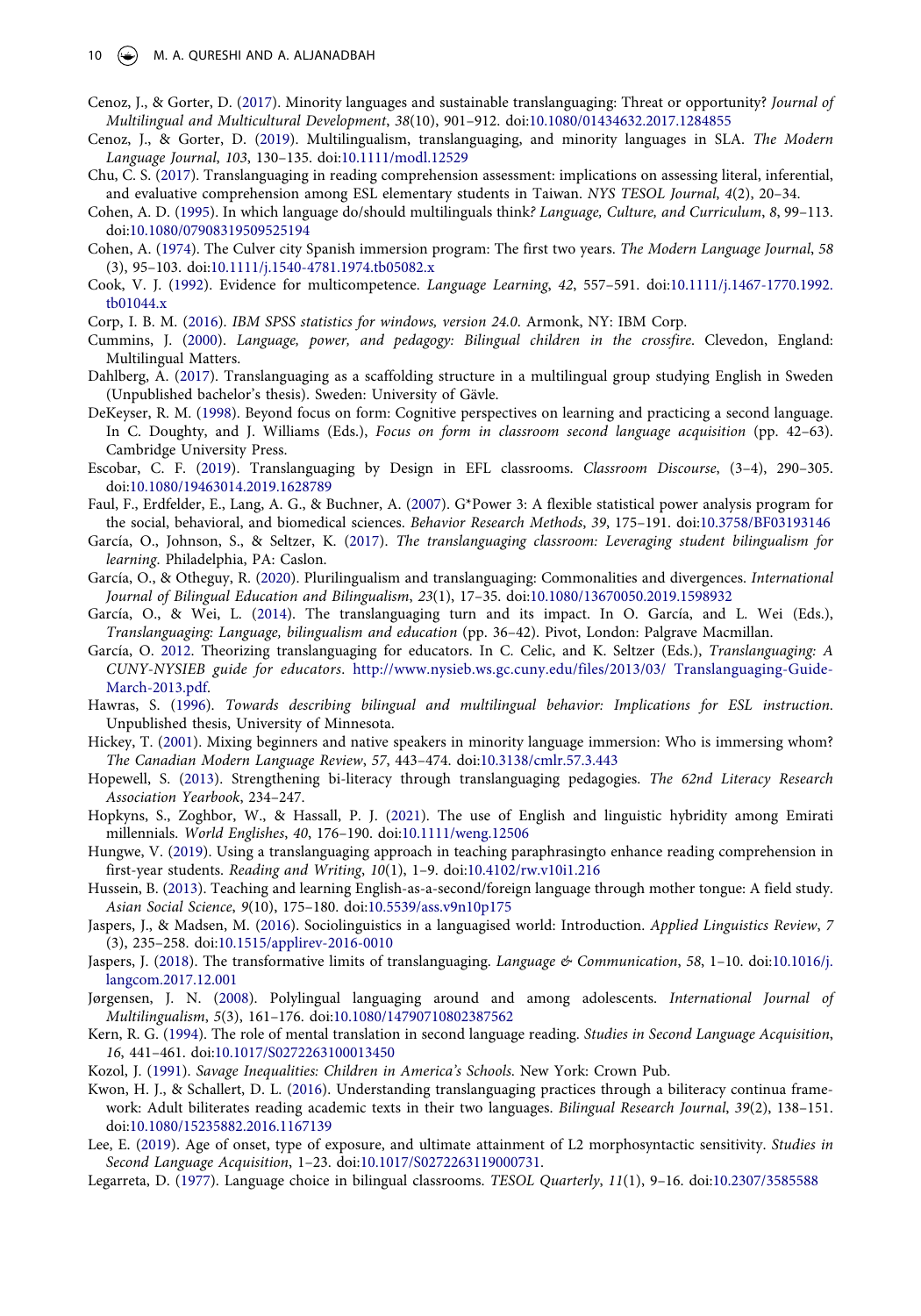Cenoz, J., & Gorter, D. (2017). Minority languages and sustainable translanguaging: Threat or opportunity? *Journal of Multilingual and Multicultural Development*, *38*(10), 901–912. doi:10.1080/01434632.2017.1284855

Cenoz, J., & Gorter, D. (2019). Multilingualism, translanguaging, and minority languages in SLA. *The Modern Language Journal*, *103*, 130–135. doi:10.1111/modl.12529

Chu, C. S. (2017). Translanguaging in reading comprehension assessment: implications on assessing literal, inferential, and evaluative comprehension among ESL elementary students in Taiwan. *NYS TESOL Journal*, *4*(2), 20–34.

Cohen, A. D. (1995). In which language do/should multilinguals think? *Language, Culture, and Curriculum*, *8*, 99–113. doi:10.1080/07908319509525194

Cohen, A. (1974). The Culver city Spanish immersion program: The first two years. *The Modern Language Journal*, *58* (3), 95–103. doi:10.1111/j.1540-4781.1974.tb05082.x

Cook, V. J. (1992). Evidence for multicompetence. *Language Learning*, *42*, 557–591. doi:10.1111/j.1467-1770.1992.tb01044.x

Corp, I. B. M. (2016). *IBM SPSS statistics for windows, version 24.0*. Armonk, NY: IBM Corp.

Cummins, J. (2000). *Language, power, and pedagogy: Bilingual children in the crossfire*. Clevedon, England: Multilingual Matters.

Dahlberg, A. (2017). Translanguaging as a scaffolding structure in a multilingual group studying English in Sweden (Unpublished bachelor's thesis). Sweden: University of Gävle.

DeKeyser, R. M. (1998). Beyond focus on form: Cognitive perspectives on learning and practicing a second language. In C. Doughty, and J. Williams (Eds.), *Focus on form in classroom second language acquisition* (pp. 42–63). Cambridge University Press.

Escobar, C. F. (2019). Translanguaging by Design in EFL classrooms. *Classroom Discourse*, (3–4), 290–305. doi:10.1080/19463014.2019.1628789

Faul, F., Erdfelder, E., Lang, A. G., & Buchner, A. (2007). G*Power 3: A flexible statistical power analysis program for the social, behavioral, and biomedical sciences. *Behavior Research Methods*, *39*, 175–191. doi:10.3758/BF03193146

García, O., Johnson, S., & Seltzer, K. (2017). *The translanguaging classroom: Leveraging student bilingualism for learning*. Philadelphia, PA: Caslon.

García, O., & Otheguy, R. (2020). Plurilingualism and translanguaging: Commonalities and divergences. *International Journal of Bilingual Education and Bilingualism*, *23*(1), 17–35. doi:10.1080/13670050.2019.1598932

García, O., & Wei, L. (2014). The translanguaging turn and its impact. In O. García, and L. Wei (Eds.), *Translanguaging: Language, bilingualism and education* (pp. 36–42). Pivot, London: Palgrave Macmillan.

García, O. 2012. Theorizing translanguaging for educators. In C. Celic, and K. Seltzer (Eds.), *Translanguaging: A CUNY-NYSIEB guide for educators*. http://www.nysieb.ws.gc.cuny.edu/files/2013/03/ Translanguaging-Guide-March-2013.pdf.

Hawras, S. (1996). *Towards describing bilingual and multilingual behavior: Implications for ESL instruction*. Unpublished thesis, University of Minnesota.

Hickey, T. (2001). Mixing beginners and native speakers in minority language immersion: Who is immersing whom? *The Canadian Modern Language Review*, *57*, 443–474. doi:10.3138/cmlr.57.3.443

Hopewell, S. (2013). Strengthening bi-literacy through translanguaging pedagogies. *The 62nd Literacy Research Association Yearbook*, 234–247.

Hopkyns, S., Zoghbor, W., & Hassall, P. J. (2021). The use of English and linguistic hybridity among Emirati millennials. *World Englishes*, *40*, 176–190. doi:10.1111/weng.12506

Hungwe, V. (2019). Using a translanguaging approach in teaching paraphrasingto enhance reading comprehension in first-year students. *Reading and Writing*, *10*(1), 1–9. doi:10.4102/rw.v10i1.216

Hussein, B. (2013). Teaching and learning English-as-a-second/foreign language through mother tongue: A field study. *Asian Social Science*, *9*(10), 175–180. doi:10.5539/ass.v9n10p175

Jaspers, J., & Madsen, M. (2016). Sociolinguistics in a languagised world: Introduction. *Applied Linguistics Review*, *7* (3), 235–258. doi:10.1515/applirev-2016-0010

Jaspers, J. (2018). The transformative limits of translanguaging. *Language & Communication*, *58*, 1–10. doi:10.1016/j.langcom.2017.12.001

Jørgensen, J. N. (2008). Polylingual languaging around and among adolescents. *International Journal of Multilingualism*, *5*(3), 161–176. doi:10.1080/14790710802387562

Kern, R. G. (1994). The role of mental translation in second language reading. *Studies in Second Language Acquisition*, *16*, 441–461. doi:10.1017/S0272263100013450

Kozol, J. (1991). *Savage Inequalities: Children in America's Schools*. New York: Crown Pub.

Kwon, H. J., & Schallert, D. L. (2016). Understanding translanguaging practices through a biliteracy continua framework: Adult biliterates reading academic texts in their two languages. *Bilingual Research Journal*, *39*(2), 138–151. doi:10.1080/15235882.2016.1167139

Lee, E. (2019). Age of onset, type of exposure, and ultimate attainment of L2 morphosyntactic sensitivity. *Studies in Second Language Acquisition*, 1–23. doi:10.1017/S0272263119000731.

Legarreta, D. (1977). Language choice in bilingual classrooms. *TESOL Quarterly*, *11*(1), 9–16. doi:10.2307/3585588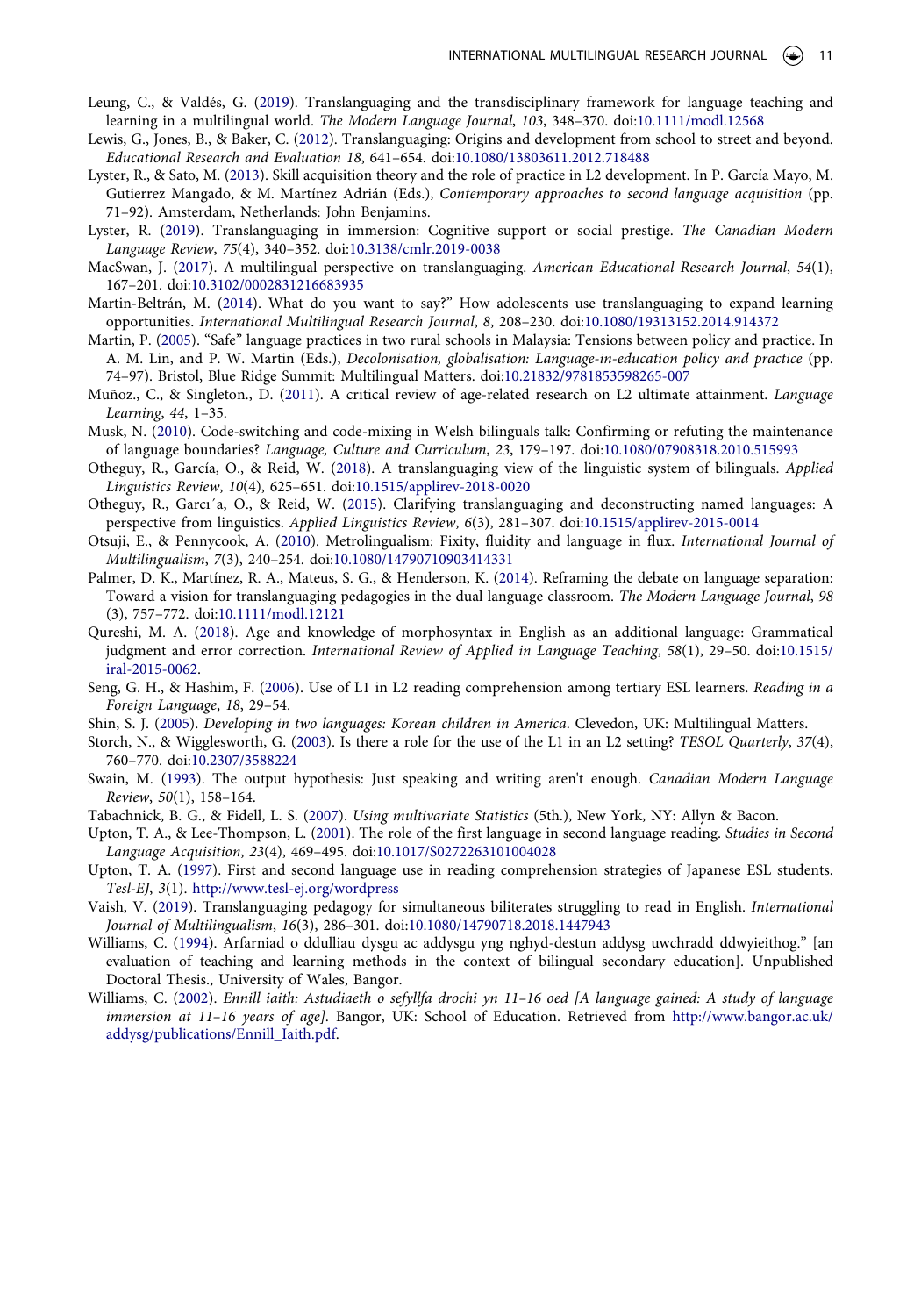Leung, C., & Valdés, G. (2019). Translanguaging and the transdisciplinary framework for language teaching and learning in a multilingual world. *The Modern Language Journal*, *103*, 348–370. doi:10.1111/modl.12568

Lewis, G., Jones, B., & Baker, C. (2012). Translanguaging: Origins and development from school to street and beyond. *Educational Research and Evaluation 18*, 641–654. doi:10.1080/13803611.2012.718488

Lyster, R., & Sato, M. (2013). Skill acquisition theory and the role of practice in L2 development. In P. García Mayo, M. Gutierrez Mangado, & M. Martínez Adrián (Eds.), *Contemporary approaches to second language acquisition* (pp. 71–92). Amsterdam, Netherlands: John Benjamins.

Lyster, R. (2019). Translanguaging in immersion: Cognitive support or social prestige. *The Canadian Modern Language Review*, *75*(4), 340–352. doi:10.3138/cmlr.2019-0038

MacSwan, J. (2017). A multilingual perspective on translanguaging. *American Educational Research Journal*, *54*(1), 167–201. doi:10.3102/0002831216683935

Martin-Beltrán, M. (2014). What do you want to say?" How adolescents use translanguaging to expand learning opportunities. *International Multilingual Research Journal*, *8*, 208–230. doi:10.1080/19313152.2014.914372

Martin, P. (2005). "Safe" language practices in two rural schools in Malaysia: Tensions between policy and practice. In A. M. Lin, and P. W. Martin (Eds.), *Decolonisation, globalisation: Language-in-education policy and practice* (pp. 74–97). Bristol, Blue Ridge Summit: Multilingual Matters. doi:10.21832/9781853598265-007

Muñoz., C., & Singleton., D. (2011). A critical review of age-related research on L2 ultimate attainment. *Language Learning*, *44*, 1–35.

Musk, N. (2010). Code-switching and code-mixing in Welsh bilinguals talk: Confirming or refuting the maintenance of language boundaries? *Language, Culture and Curriculum*, *23*, 179–197. doi:10.1080/07908318.2010.515993

Otheguy, R., García, O., & Reid, W. (2018). A translanguaging view of the linguistic system of bilinguals. *Applied Linguistics Review*, *10*(4), 625–651. doi:10.1515/applirev-2018-0020

Otheguy, R., Garcı´a, O., & Reid, W. (2015). Clarifying translanguaging and deconstructing named languages: A perspective from linguistics. *Applied Linguistics Review*, *6*(3), 281–307. doi:10.1515/applirev-2015-0014

Otsuji, E., & Pennycook, A. (2010). Metrolingualism: Fixity, fluidity and language in flux. *International Journal of Multilingualism*, *7*(3), 240–254. doi:10.1080/14790710903414331

Palmer, D. K., Martínez, R. A., Mateus, S. G., & Henderson, K. (2014). Reframing the debate on language separation: Toward a vision for translanguaging pedagogies in the dual language classroom. *The Modern Language Journal*, *98* (3), 757–772. doi:10.1111/modl.12121

Qureshi, M. A. (2018). Age and knowledge of morphosyntax in English as an additional language: Grammatical judgment and error correction. *International Review of Applied in Language Teaching*, *58*(1), 29–50. doi:10.1515/iral-2015-0062.

Seng, G. H., & Hashim, F. (2006). Use of L1 in L2 reading comprehension among tertiary ESL learners. *Reading in a Foreign Language*, *18*, 29–54.

Shin, S. J. (2005). *Developing in two languages: Korean children in America*. Clevedon, UK: Multilingual Matters.

Storch, N., & Wigglesworth, G. (2003). Is there a role for the use of the L1 in an L2 setting? *TESOL Quarterly*, *37*(4), 760–770. doi:10.2307/3588224

Swain, M. (1993). The output hypothesis: Just speaking and writing aren't enough. *Canadian Modern Language Review*, *50*(1), 158–164.

Tabachnick, B. G., & Fidell, L. S. (2007). *Using multivariate Statistics* (5th.), New York, NY: Allyn & Bacon.

Upton, T. A., & Lee-Thompson, L. (2001). The role of the first language in second language reading. *Studies in Second Language Acquisition*, *23*(4), 469–495. doi:10.1017/S0272263101004028

Upton, T. A. (1997). First and second language use in reading comprehension strategies of Japanese ESL students. *Tesl-EJ*, *3*(1). http://www.tesl-ej.org/wordpress

Vaish, V. (2019). Translanguaging pedagogy for simultaneous biliterates struggling to read in English. *International Journal of Multilingualism*, *16*(3), 286–301. doi:10.1080/14790718.2018.1447943

Williams, C. (1994). Arfarniad o ddulliau dysgu ac addysgu yng nghyd-destun addysg uwchradd ddwyieithog." [an evaluation of teaching and learning methods in the context of bilingual secondary education]. Unpublished Doctoral Thesis., University of Wales, Bangor.

Williams, C. (2002). *Ennill iaith: Astudiaeth o sefyllfa drochi yn 11–16 oed [A language gained: A study of language immersion at 11–16 years of age]*. Bangor, UK: School of Education. Retrieved from http://www.bangor.ac.uk/addysg/publications/Ennill_Iaith.pdf.